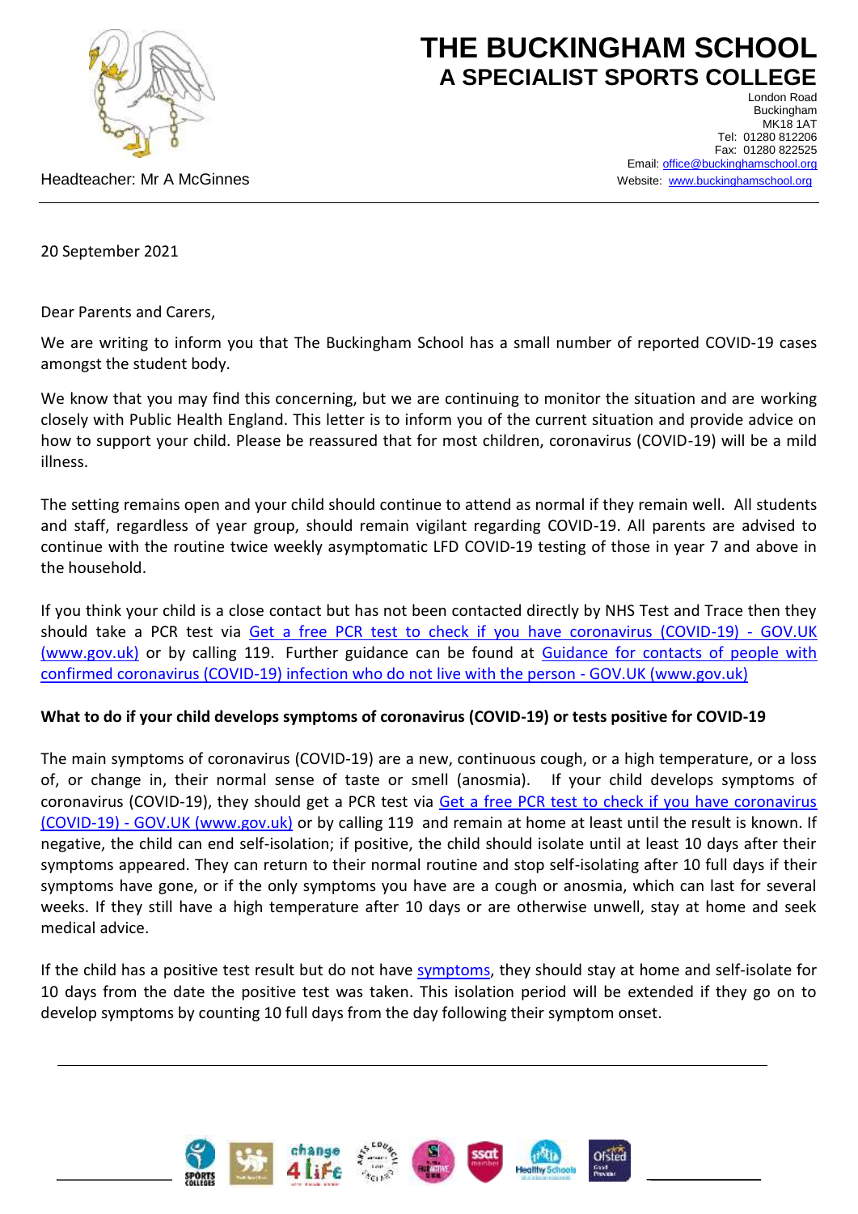# THE BUCKINGHAM SCHOOL
## A SPECIALIST SPORTS COLLEGE

London Road
Buckingham
MK18 1AT
Tel: 01280 812206
Fax: 01280 822525
Email: [office@buckinghamschool.org](mailto:office@buckinghamschool.org)
Website: [www.buckinghamschool.org](http://www.buckinghamschool.org)

Headteacher: Mr A McGinnes

20 September 2021

Dear Parents and Carers,

We are writing to inform you that The Buckingham School has a small number of reported COVID-19 cases amongst the student body.

We know that you may find this concerning, but we are continuing to monitor the situation and are working closely with Public Health England. This letter is to inform you of the current situation and provide advice on how to support your child. Please be reassured that for most children, coronavirus (COVID-19) will be a mild illness.

The setting remains open and your child should continue to attend as normal if they remain well. All students and staff, regardless of year group, should remain vigilant regarding COVID-19. All parents are advised to continue with the routine twice weekly asymptomatic LFD COVID-19 testing of those in year 7 and above in the household.

If you think your child is a close contact but has not been contacted directly by NHS Test and Trace then they should take a PCR test via [Get a free PCR test to check if you have coronavirus (COVID-19) - GOV.UK (www.gov.uk)]() or by calling 119. Further guidance can be found at [Guidance for contacts of people with confirmed coronavirus (COVID-19) infection who do not live with the person - GOV.UK (www.gov.uk)]()

**What to do if your child develops symptoms of coronavirus (COVID-19) or tests positive for COVID-19**

The main symptoms of coronavirus (COVID-19) are a new, continuous cough, or a high temperature, or a loss of, or change in, their normal sense of taste or smell (anosmia). If your child develops symptoms of coronavirus (COVID-19), they should get a PCR test via [Get a free PCR test to check if you have coronavirus (COVID-19) - GOV.UK (www.gov.uk)]() or by calling 119 and remain at home at least until the result is known. If negative, the child can end self-isolation; if positive, the child should isolate until at least 10 days after their symptoms appeared. They can return to their normal routine and stop self-isolating after 10 full days if their symptoms have gone, or if the only symptoms you have are a cough or anosmia, which can last for several weeks. If they still have a high temperature after 10 days or are otherwise unwell, stay at home and seek medical advice.

If the child has a positive test result but do not have [symptoms](), they should stay at home and self-isolate for 10 days from the date the positive test was taken. This isolation period will be extended if they go on to develop symptoms by counting 10 full days from the day following their symptom onset.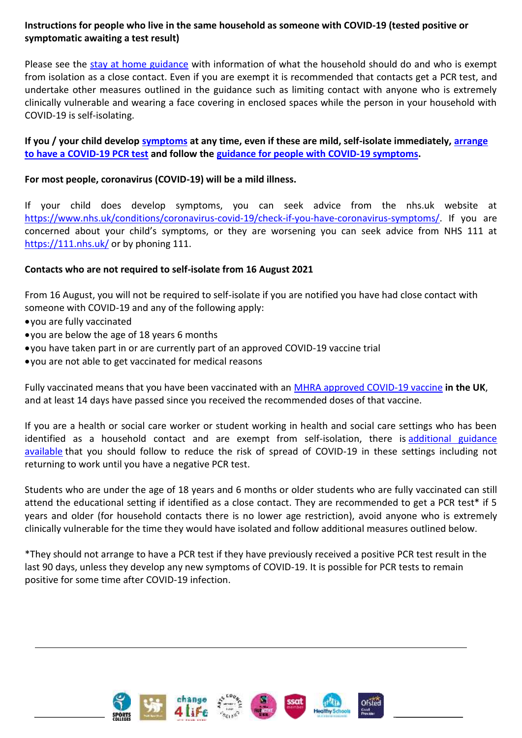**Instructions for people who live in the same household as someone with COVID-19 (tested positive or symptomatic awaiting a test result)**

Please see the [stay at home guidance]() with information of what the household should do and who is exempt from isolation as a close contact. Even if you are exempt it is recommended that contacts get a PCR test, and undertake other measures outlined in the guidance such as limiting contact with anyone who is extremely clinically vulnerable and wearing a face covering in enclosed spaces while the person in your household with COVID-19 is self-isolating.

**If you / your child develop [symptoms]() at any time, even if these are mild, self-isolate immediately, [arrange to have a COVID-19 PCR test]() and follow the [guidance for people with COVID-19 symptoms]().**

**For most people, coronavirus (COVID-19) will be a mild illness.**

If your child does develop symptoms, you can seek advice from the nhs.uk website at https://www.nhs.uk/conditions/coronavirus-covid-19/check-if-you-have-coronavirus-symptoms/. If you are concerned about your child's symptoms, or they are worsening you can seek advice from NHS 111 at https://111.nhs.uk/ or by phoning 111.

**Contacts who are not required to self-isolate from 16 August 2021**

From 16 August, you will not be required to self-isolate if you are notified you have had close contact with someone with COVID-19 and any of the following apply:

- you are fully vaccinated
- you are below the age of 18 years 6 months
- you have taken part in or are currently part of an approved COVID-19 vaccine trial
- you are not able to get vaccinated for medical reasons

Fully vaccinated means that you have been vaccinated with an [MHRA approved COVID-19 vaccine]() **in the UK**, and at least 14 days have passed since you received the recommended doses of that vaccine.

If you are a health or social care worker or student working in health and social care settings who has been identified as a household contact and are exempt from self-isolation, there is [additional guidance available]() that you should follow to reduce the risk of spread of COVID-19 in these settings including not returning to work until you have a negative PCR test.

Students who are under the age of 18 years and 6 months or older students who are fully vaccinated can still attend the educational setting if identified as a close contact. They are recommended to get a PCR test* if 5 years and older (for household contacts there is no lower age restriction), avoid anyone who is extremely clinically vulnerable for the time they would have isolated and follow additional measures outlined below.

*They should not arrange to have a PCR test if they have previously received a positive PCR test result in the last 90 days, unless they develop any new symptoms of COVID-19. It is possible for PCR tests to remain positive for some time after COVID-19 infection.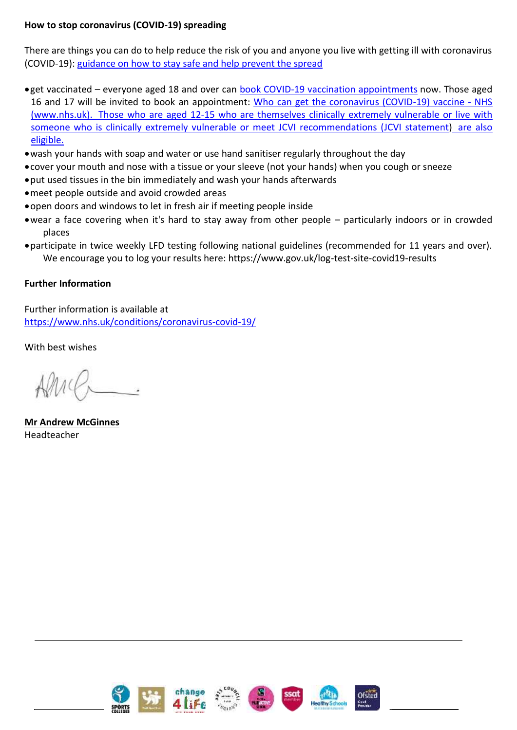**How to stop coronavirus (COVID-19) spreading**

There are things you can do to help reduce the risk of you and anyone you live with getting ill with coronavirus (COVID-19): guidance on how to stay safe and help prevent the spread

- get vaccinated – everyone aged 18 and over can book COVID-19 vaccination appointments now. Those aged 16 and 17 will be invited to book an appointment: Who can get the coronavirus (COVID-19) vaccine - NHS (www.nhs.uk). Those who are aged 12-15 who are themselves clinically extremely vulnerable or live with someone who is clinically extremely vulnerable or meet JCVI recommendations (JCVI statement) are also eligible.
- wash your hands with soap and water or use hand sanitiser regularly throughout the day
- cover your mouth and nose with a tissue or your sleeve (not your hands) when you cough or sneeze
- put used tissues in the bin immediately and wash your hands afterwards
- meet people outside and avoid crowded areas
- open doors and windows to let in fresh air if meeting people inside
- wear a face covering when it's hard to stay away from other people – particularly indoors or in crowded places
- participate in twice weekly LFD testing following national guidelines (recommended for 11 years and over). We encourage you to log your results here: https://www.gov.uk/log-test-site-covid19-results

**Further Information**

Further information is available at
https://www.nhs.uk/conditions/coronavirus-covid-19/

With best wishes

**Mr Andrew McGinnes**
Headteacher